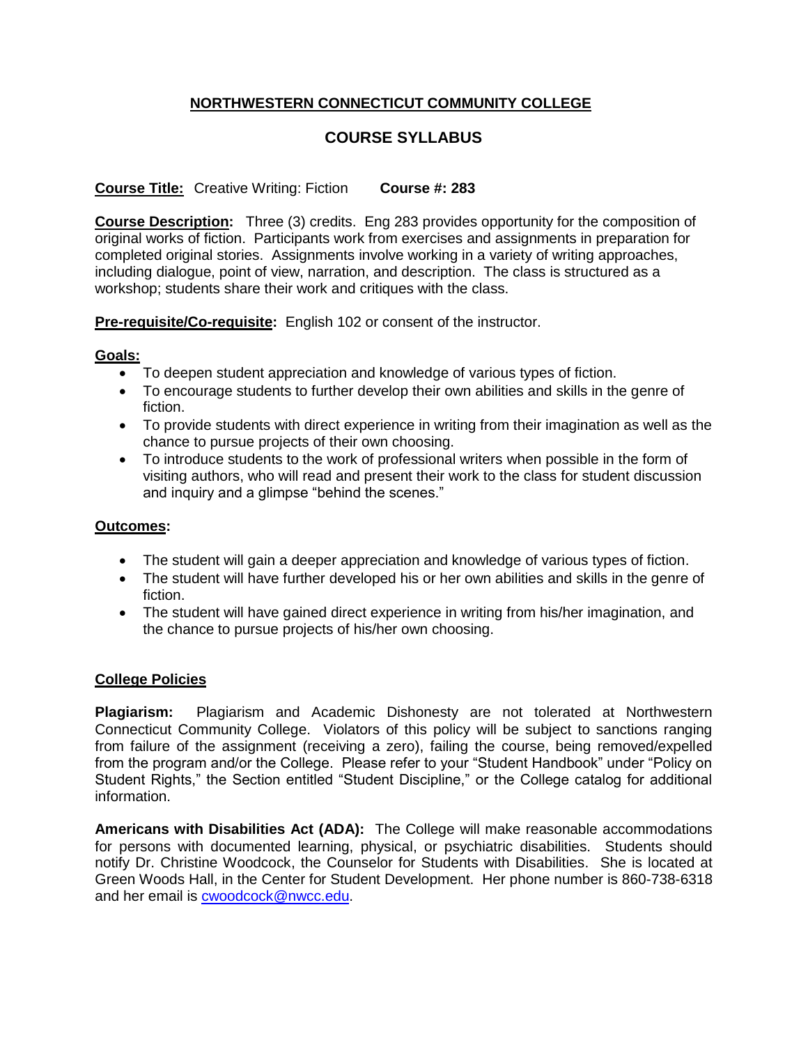# NORTHWESTERN CONNECTICUT COMMUNITY COLLEGE

## COURSE SYLLABUS

**Course Title:** Creative Writing: Fiction **Course #: 283**

**Course Description:** Three (3) credits. Eng 283 provides opportunity for the composition of original works of fiction. Participants work from exercises and assignments in preparation for completed original stories. Assignments involve working in a variety of writing approaches, including dialogue, point of view, narration, and description. The class is structured as a workshop; students share their work and critiques with the class.

**Pre-requisite/Co-requisite:** English 102 or consent of the instructor.

**Goals:**

- To deepen student appreciation and knowledge of various types of fiction.
- To encourage students to further develop their own abilities and skills in the genre of fiction.
- To provide students with direct experience in writing from their imagination as well as the chance to pursue projects of their own choosing.
- To introduce students to the work of professional writers when possible in the form of visiting authors, who will read and present their work to the class for student discussion and inquiry and a glimpse "behind the scenes."

**Outcomes:**

- The student will gain a deeper appreciation and knowledge of various types of fiction.
- The student will have further developed his or her own abilities and skills in the genre of fiction.
- The student will have gained direct experience in writing from his/her imagination, and the chance to pursue projects of his/her own choosing.

**College Policies**

**Plagiarism:** Plagiarism and Academic Dishonesty are not tolerated at Northwestern Connecticut Community College. Violators of this policy will be subject to sanctions ranging from failure of the assignment (receiving a zero), failing the course, being removed/expelled from the program and/or the College. Please refer to your "Student Handbook" under "Policy on Student Rights," the Section entitled "Student Discipline," or the College catalog for additional information.

**Americans with Disabilities Act (ADA):** The College will make reasonable accommodations for persons with documented learning, physical, or psychiatric disabilities. Students should notify Dr. Christine Woodcock, the Counselor for Students with Disabilities. She is located at Green Woods Hall, in the Center for Student Development. Her phone number is 860-738-6318 and her email is cwoodcock@nwcc.edu.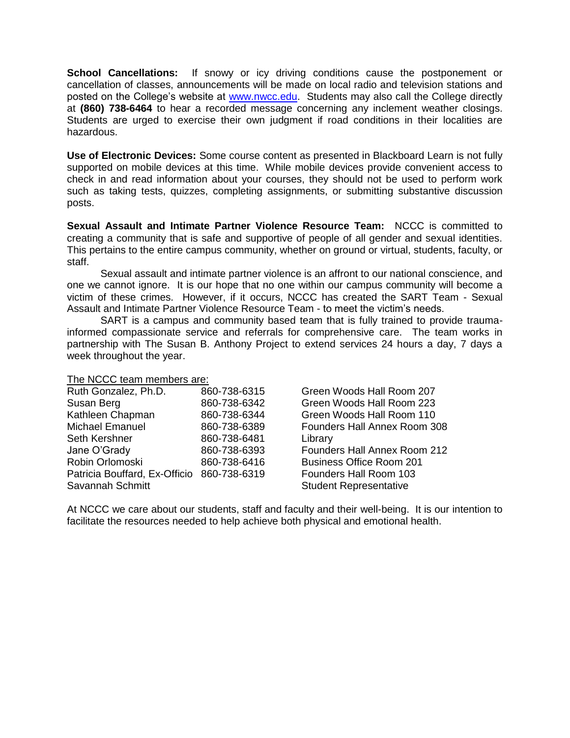**School Cancellations:** If snowy or icy driving conditions cause the postponement or cancellation of classes, announcements will be made on local radio and television stations and posted on the College's website at www.nwcc.edu. Students may also call the College directly at **(860) 738-6464** to hear a recorded message concerning any inclement weather closings. Students are urged to exercise their own judgment if road conditions in their localities are hazardous.

**Use of Electronic Devices:** Some course content as presented in Blackboard Learn is not fully supported on mobile devices at this time. While mobile devices provide convenient access to check in and read information about your courses, they should not be used to perform work such as taking tests, quizzes, completing assignments, or submitting substantive discussion posts.

**Sexual Assault and Intimate Partner Violence Resource Team:** NCCC is committed to creating a community that is safe and supportive of people of all gender and sexual identities. This pertains to the entire campus community, whether on ground or virtual, students, faculty, or staff.

Sexual assault and intimate partner violence is an affront to our national conscience, and one we cannot ignore. It is our hope that no one within our campus community will become a victim of these crimes. However, if it occurs, NCCC has created the SART Team - Sexual Assault and Intimate Partner Violence Resource Team - to meet the victim's needs.

SART is a campus and community based team that is fully trained to provide trauma-informed compassionate service and referrals for comprehensive care. The team works in partnership with The Susan B. Anthony Project to extend services 24 hours a day, 7 days a week throughout the year.

The NCCC team members are:

| | | |
|---|---|---|
| Ruth Gonzalez, Ph.D. | 860-738-6315 | Green Woods Hall Room 207 |
| Susan Berg | 860-738-6342 | Green Woods Hall Room 223 |
| Kathleen Chapman | 860-738-6344 | Green Woods Hall Room 110 |
| Michael Emanuel | 860-738-6389 | Founders Hall Annex Room 308 |
| Seth Kershner | 860-738-6481 | Library |
| Jane O'Grady | 860-738-6393 | Founders Hall Annex Room 212 |
| Robin Orlomoski | 860-738-6416 | Business Office Room 201 |
| Patricia Bouffard, Ex-Officio | 860-738-6319 | Founders Hall Room 103 |
| Savannah Schmitt | | Student Representative |

At NCCC we care about our students, staff and faculty and their well-being. It is our intention to facilitate the resources needed to help achieve both physical and emotional health.